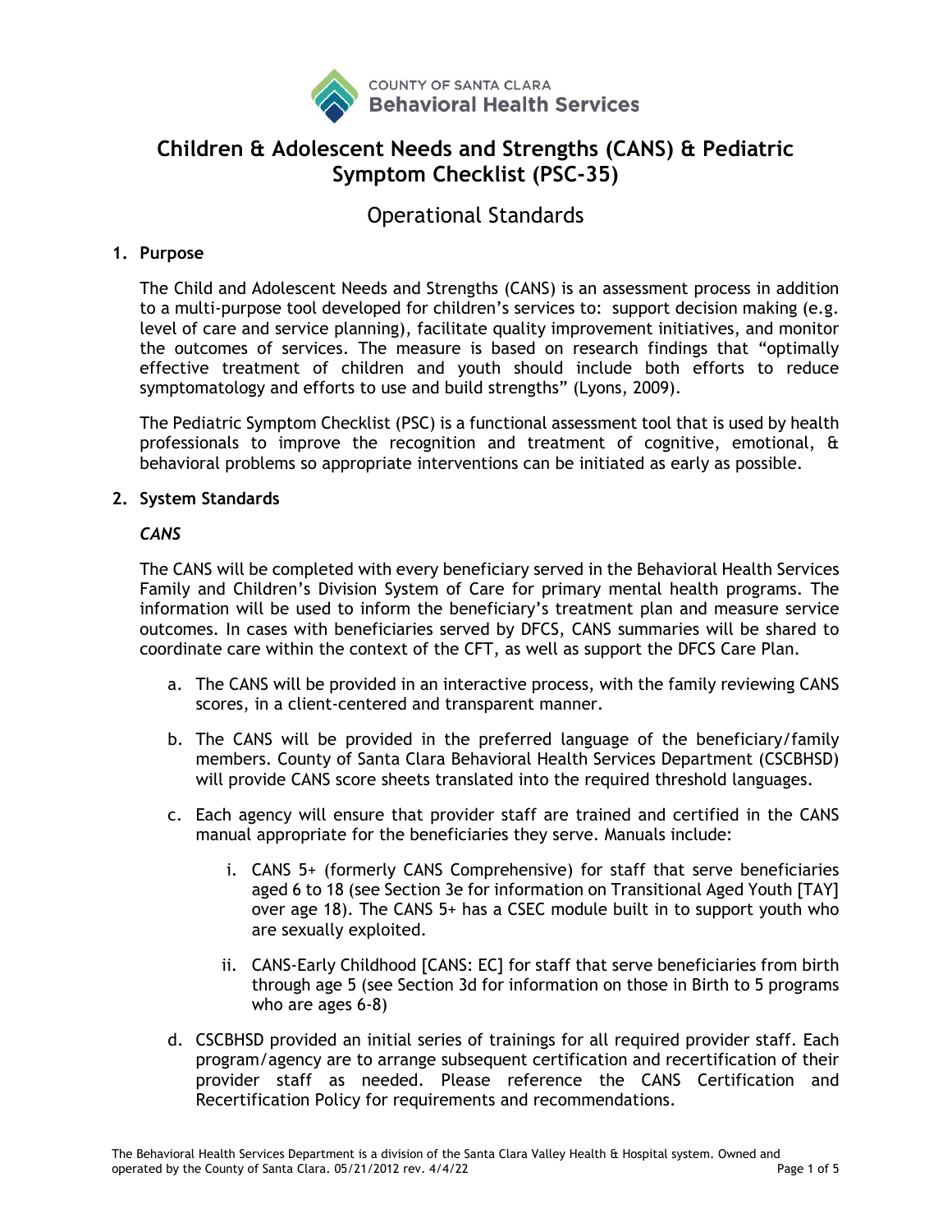COUNTY OF SANTA CLARA
**Behavioral Health Services**

# Children & Adolescent Needs and Strengths (CANS) & Pediatric Symptom Checklist (PSC-35)

## Operational Standards

### 1. Purpose

The Child and Adolescent Needs and Strengths (CANS) is an assessment process in addition to a multi-purpose tool developed for children's services to: support decision making (e.g. level of care and service planning), facilitate quality improvement initiatives, and monitor the outcomes of services. The measure is based on research findings that "optimally effective treatment of children and youth should include both efforts to reduce symptomatology and efforts to use and build strengths" (Lyons, 2009).

The Pediatric Symptom Checklist (PSC) is a functional assessment tool that is used by health professionals to improve the recognition and treatment of cognitive, emotional, & behavioral problems so appropriate interventions can be initiated as early as possible.

### 2. System Standards

***CANS***

The CANS will be completed with every beneficiary served in the Behavioral Health Services Family and Children's Division System of Care for primary mental health programs. The information will be used to inform the beneficiary's treatment plan and measure service outcomes. In cases with beneficiaries served by DFCS, CANS summaries will be shared to coordinate care within the context of the CFT, as well as support the DFCS Care Plan.

a. The CANS will be provided in an interactive process, with the family reviewing CANS scores, in a client-centered and transparent manner.

b. The CANS will be provided in the preferred language of the beneficiary/family members. County of Santa Clara Behavioral Health Services Department (CSCBHSD) will provide CANS score sheets translated into the required threshold languages.

c. Each agency will ensure that provider staff are trained and certified in the CANS manual appropriate for the beneficiaries they serve. Manuals include:

   i. CANS 5+ (formerly CANS Comprehensive) for staff that serve beneficiaries aged 6 to 18 (see Section 3e for information on Transitional Aged Youth [TAY] over age 18). The CANS 5+ has a CSEC module built in to support youth who are sexually exploited.

   ii. CANS-Early Childhood [CANS: EC] for staff that serve beneficiaries from birth through age 5 (see Section 3d for information on those in Birth to 5 programs who are ages 6-8)

d. CSCBHSD provided an initial series of trainings for all required provider staff. Each program/agency are to arrange subsequent certification and recertification of their provider staff as needed. Please reference the CANS Certification and Recertification Policy for requirements and recommendations.

The Behavioral Health Services Department is a division of the Santa Clara Valley Health & Hospital system. Owned and operated by the County of Santa Clara. 05/21/2012 rev. 4/4/22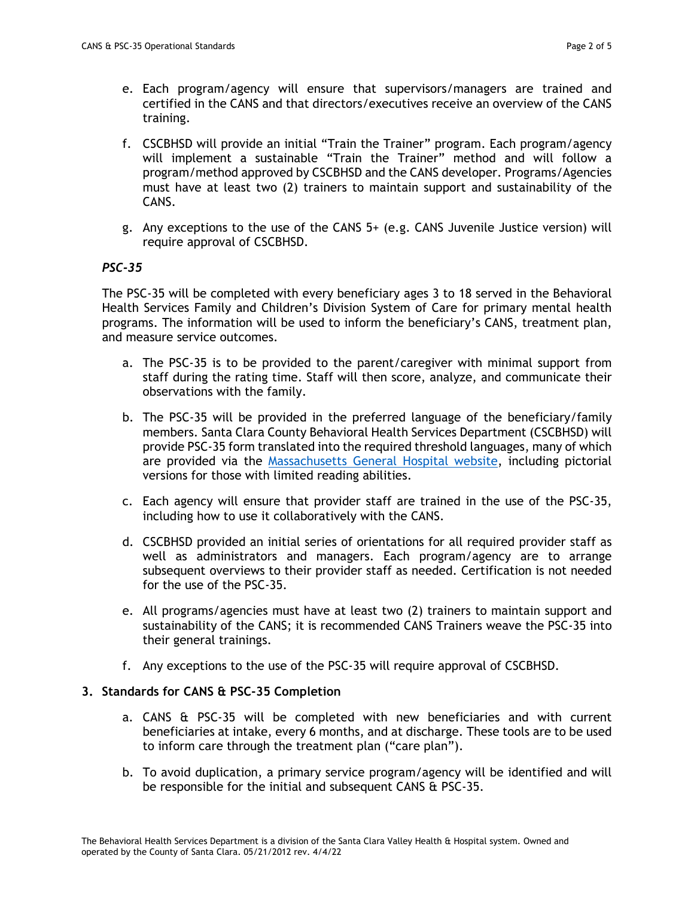e. Each program/agency will ensure that supervisors/managers are trained and certified in the CANS and that directors/executives receive an overview of the CANS training.

f. CSCBHSD will provide an initial "Train the Trainer" program. Each program/agency will implement a sustainable "Train the Trainer" method and will follow a program/method approved by CSCBHSD and the CANS developer. Programs/Agencies must have at least two (2) trainers to maintain support and sustainability of the CANS.

g. Any exceptions to the use of the CANS 5+ (e.g. CANS Juvenile Justice version) will require approval of CSCBHSD.

***PSC-35***

The PSC-35 will be completed with every beneficiary ages 3 to 18 served in the Behavioral Health Services Family and Children's Division System of Care for primary mental health programs. The information will be used to inform the beneficiary's CANS, treatment plan, and measure service outcomes.

a. The PSC-35 is to be provided to the parent/caregiver with minimal support from staff during the rating time. Staff will then score, analyze, and communicate their observations with the family.

b. The PSC-35 will be provided in the preferred language of the beneficiary/family members. Santa Clara County Behavioral Health Services Department (CSCBHSD) will provide PSC-35 form translated into the required threshold languages, many of which are provided via the Massachusetts General Hospital website, including pictorial versions for those with limited reading abilities.

c. Each agency will ensure that provider staff are trained in the use of the PSC-35, including how to use it collaboratively with the CANS.

d. CSCBHSD provided an initial series of orientations for all required provider staff as well as administrators and managers. Each program/agency are to arrange subsequent overviews to their provider staff as needed. Certification is not needed for the use of the PSC-35.

e. All programs/agencies must have at least two (2) trainers to maintain support and sustainability of the CANS; it is recommended CANS Trainers weave the PSC-35 into their general trainings.

f. Any exceptions to the use of the PSC-35 will require approval of CSCBHSD.

**3. Standards for CANS & PSC-35 Completion**

a. CANS & PSC-35 will be completed with new beneficiaries and with current beneficiaries at intake, every 6 months, and at discharge. These tools are to be used to inform care through the treatment plan ("care plan").

b. To avoid duplication, a primary service program/agency will be identified and will be responsible for the initial and subsequent CANS & PSC-35.

The Behavioral Health Services Department is a division of the Santa Clara Valley Health & Hospital system. Owned and operated by the County of Santa Clara. 05/21/2012 rev. 4/4/22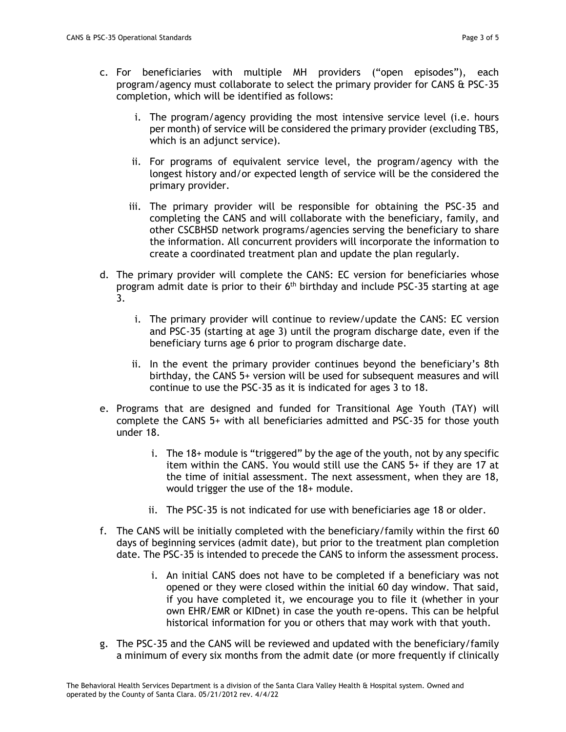c. For beneficiaries with multiple MH providers ("open episodes"), each program/agency must collaborate to select the primary provider for CANS & PSC-35 completion, which will be identified as follows:

   i. The program/agency providing the most intensive service level (i.e. hours per month) of service will be considered the primary provider (excluding TBS, which is an adjunct service).

   ii. For programs of equivalent service level, the program/agency with the longest history and/or expected length of service will be the considered the primary provider.

   iii. The primary provider will be responsible for obtaining the PSC-35 and completing the CANS and will collaborate with the beneficiary, family, and other CSCBHSD network programs/agencies serving the beneficiary to share the information. All concurrent providers will incorporate the information to create a coordinated treatment plan and update the plan regularly.

d. The primary provider will complete the CANS: EC version for beneficiaries whose program admit date is prior to their 6th birthday and include PSC-35 starting at age 3.

   i. The primary provider will continue to review/update the CANS: EC version and PSC-35 (starting at age 3) until the program discharge date, even if the beneficiary turns age 6 prior to program discharge date.

   ii. In the event the primary provider continues beyond the beneficiary's 8th birthday, the CANS 5+ version will be used for subsequent measures and will continue to use the PSC-35 as it is indicated for ages 3 to 18.

e. Programs that are designed and funded for Transitional Age Youth (TAY) will complete the CANS 5+ with all beneficiaries admitted and PSC-35 for those youth under 18.

   i. The 18+ module is "triggered" by the age of the youth, not by any specific item within the CANS. You would still use the CANS 5+ if they are 17 at the time of initial assessment. The next assessment, when they are 18, would trigger the use of the 18+ module.

   ii. The PSC-35 is not indicated for use with beneficiaries age 18 or older.

f. The CANS will be initially completed with the beneficiary/family within the first 60 days of beginning services (admit date), but prior to the treatment plan completion date. The PSC-35 is intended to precede the CANS to inform the assessment process.

   i. An initial CANS does not have to be completed if a beneficiary was not opened or they were closed within the initial 60 day window. That said, if you have completed it, we encourage you to file it (whether in your own EHR/EMR or KIDnet) in case the youth re-opens. This can be helpful historical information for you or others that may work with that youth.

g. The PSC-35 and the CANS will be reviewed and updated with the beneficiary/family a minimum of every six months from the admit date (or more frequently if clinically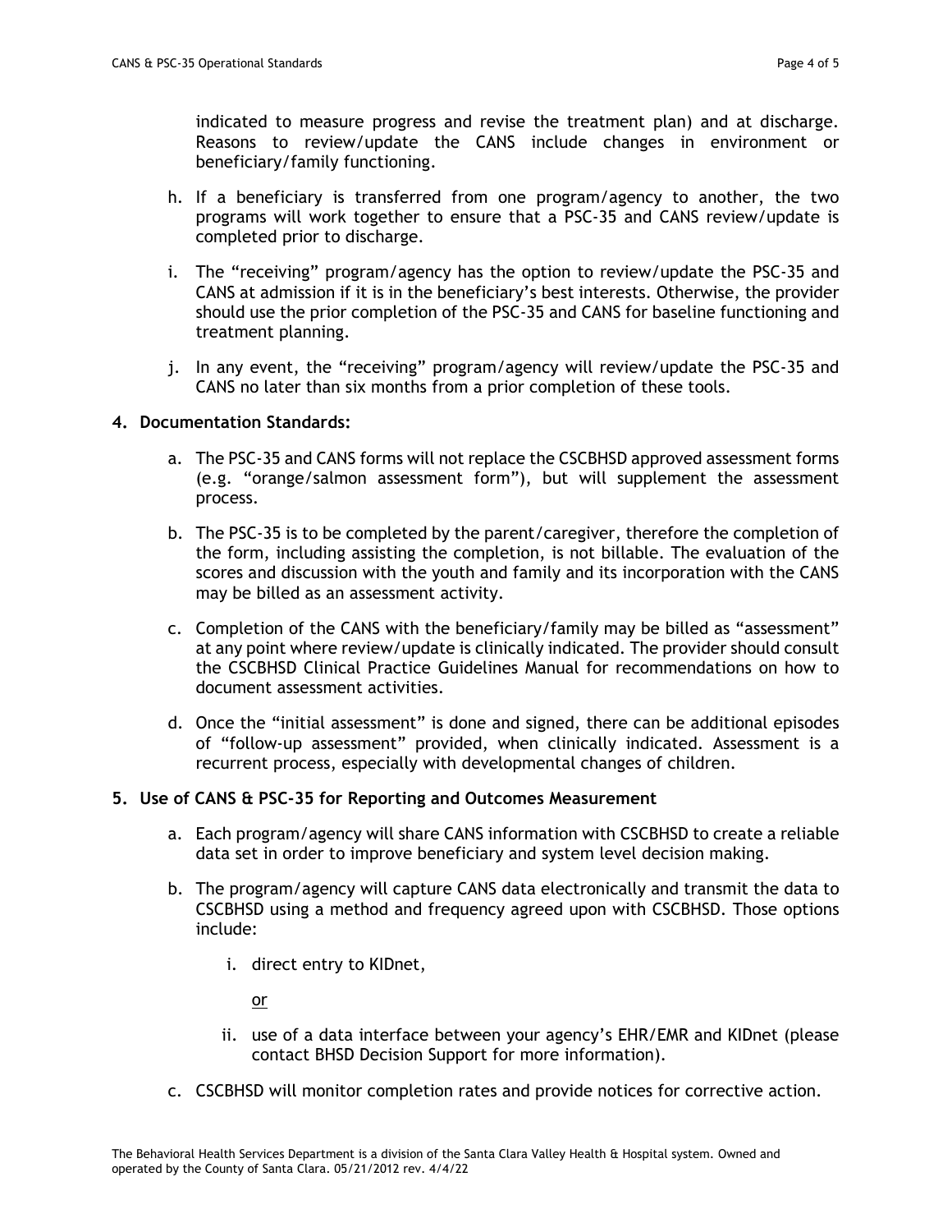indicated to measure progress and revise the treatment plan) and at discharge. Reasons to review/update the CANS include changes in environment or beneficiary/family functioning.

h. If a beneficiary is transferred from one program/agency to another, the two programs will work together to ensure that a PSC-35 and CANS review/update is completed prior to discharge.

i. The "receiving" program/agency has the option to review/update the PSC-35 and CANS at admission if it is in the beneficiary's best interests. Otherwise, the provider should use the prior completion of the PSC-35 and CANS for baseline functioning and treatment planning.

j. In any event, the "receiving" program/agency will review/update the PSC-35 and CANS no later than six months from a prior completion of these tools.

**4. Documentation Standards:**

a. The PSC-35 and CANS forms will not replace the CSCBHSD approved assessment forms (e.g. "orange/salmon assessment form"), but will supplement the assessment process.

b. The PSC-35 is to be completed by the parent/caregiver, therefore the completion of the form, including assisting the completion, is not billable. The evaluation of the scores and discussion with the youth and family and its incorporation with the CANS may be billed as an assessment activity.

c. Completion of the CANS with the beneficiary/family may be billed as "assessment" at any point where review/update is clinically indicated. The provider should consult the CSCBHSD Clinical Practice Guidelines Manual for recommendations on how to document assessment activities.

d. Once the "initial assessment" is done and signed, there can be additional episodes of "follow-up assessment" provided, when clinically indicated. Assessment is a recurrent process, especially with developmental changes of children.

**5. Use of CANS & PSC-35 for Reporting and Outcomes Measurement**

a. Each program/agency will share CANS information with CSCBHSD to create a reliable data set in order to improve beneficiary and system level decision making.

b. The program/agency will capture CANS data electronically and transmit the data to CSCBHSD using a method and frequency agreed upon with CSCBHSD. Those options include:

   i. direct entry to KIDnet,

   or

   ii. use of a data interface between your agency's EHR/EMR and KIDnet (please contact BHSD Decision Support for more information).

c. CSCBHSD will monitor completion rates and provide notices for corrective action.

The Behavioral Health Services Department is a division of the Santa Clara Valley Health & Hospital system. Owned and operated by the County of Santa Clara. 05/21/2012 rev. 4/4/22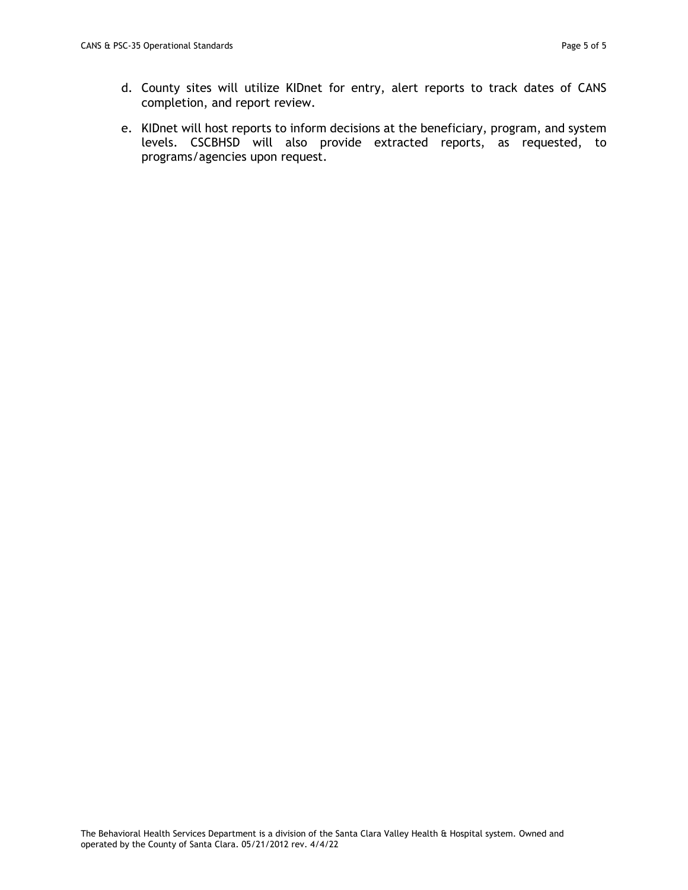d. County sites will utilize KIDnet for entry, alert reports to track dates of CANS completion, and report review.

e. KIDnet will host reports to inform decisions at the beneficiary, program, and system levels. CSCBHSD will also provide extracted reports, as requested, to programs/agencies upon request.